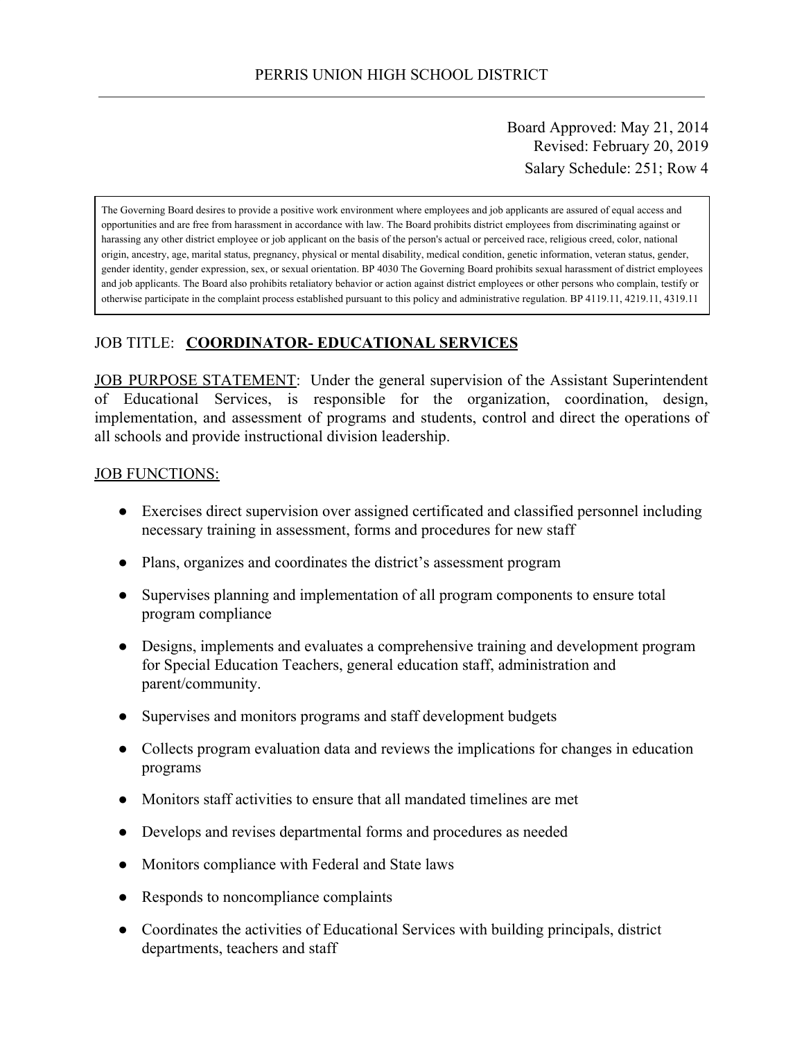PERRIS UNION HIGH SCHOOL DISTRICT

---

Board Approved: May 21, 2014
Revised: February 20, 2019
Salary Schedule: 251; Row 4

> The Governing Board desires to provide a positive work environment where employees and job applicants are assured of equal access and opportunities and are free from harassment in accordance with law. The Board prohibits district employees from discriminating against or harassing any other district employee or job applicant on the basis of the person's actual or perceived race, religious creed, color, national origin, ancestry, age, marital status, pregnancy, physical or mental disability, medical condition, genetic information, veteran status, gender, gender identity, gender expression, sex, or sexual orientation. BP 4030 The Governing Board prohibits sexual harassment of district employees and job applicants. The Board also prohibits retaliatory behavior or action against district employees or other persons who complain, testify or otherwise participate in the complaint process established pursuant to this policy and administrative regulation. BP 4119.11, 4219.11, 4319.11

JOB TITLE: **COORDINATOR- EDUCATIONAL SERVICES**

JOB PURPOSE STATEMENT: Under the general supervision of the Assistant Superintendent of Educational Services, is responsible for the organization, coordination, design, implementation, and assessment of programs and students, control and direct the operations of all schools and provide instructional division leadership.

JOB FUNCTIONS:

- Exercises direct supervision over assigned certificated and classified personnel including necessary training in assessment, forms and procedures for new staff
- Plans, organizes and coordinates the district's assessment program
- Supervises planning and implementation of all program components to ensure total program compliance
- Designs, implements and evaluates a comprehensive training and development program for Special Education Teachers, general education staff, administration and parent/community.
- Supervises and monitors programs and staff development budgets
- Collects program evaluation data and reviews the implications for changes in education programs
- Monitors staff activities to ensure that all mandated timelines are met
- Develops and revises departmental forms and procedures as needed
- Monitors compliance with Federal and State laws
- Responds to noncompliance complaints
- Coordinates the activities of Educational Services with building principals, district departments, teachers and staff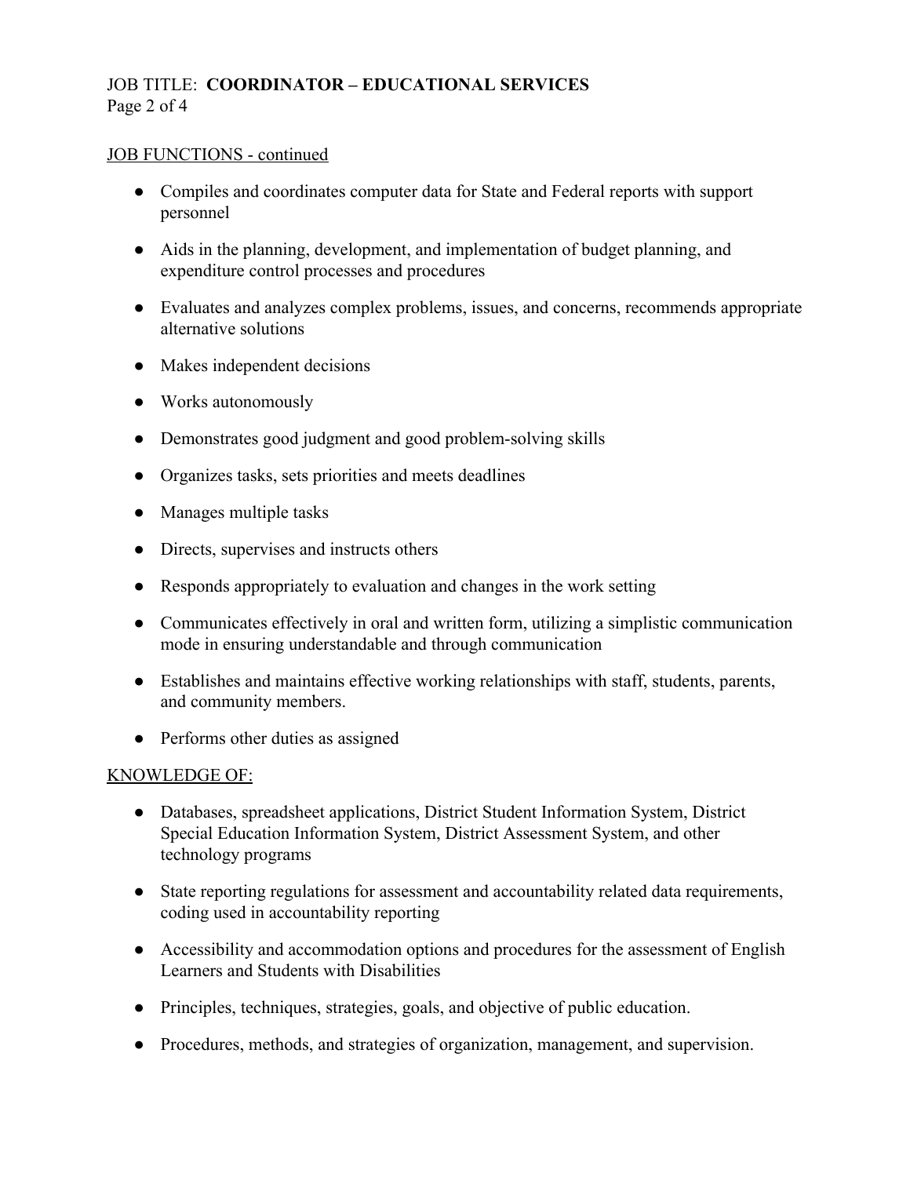JOB FUNCTIONS - continued

- Compiles and coordinates computer data for State and Federal reports with support personnel
- Aids in the planning, development, and implementation of budget planning, and expenditure control processes and procedures
- Evaluates and analyzes complex problems, issues, and concerns, recommends appropriate alternative solutions
- Makes independent decisions
- Works autonomously
- Demonstrates good judgment and good problem-solving skills
- Organizes tasks, sets priorities and meets deadlines
- Manages multiple tasks
- Directs, supervises and instructs others
- Responds appropriately to evaluation and changes in the work setting
- Communicates effectively in oral and written form, utilizing a simplistic communication mode in ensuring understandable and through communication
- Establishes and maintains effective working relationships with staff, students, parents, and community members.
- Performs other duties as assigned

KNOWLEDGE OF:

- Databases, spreadsheet applications, District Student Information System, District Special Education Information System, District Assessment System, and other technology programs
- State reporting regulations for assessment and accountability related data requirements, coding used in accountability reporting
- Accessibility and accommodation options and procedures for the assessment of English Learners and Students with Disabilities
- Principles, techniques, strategies, goals, and objective of public education.
- Procedures, methods, and strategies of organization, management, and supervision.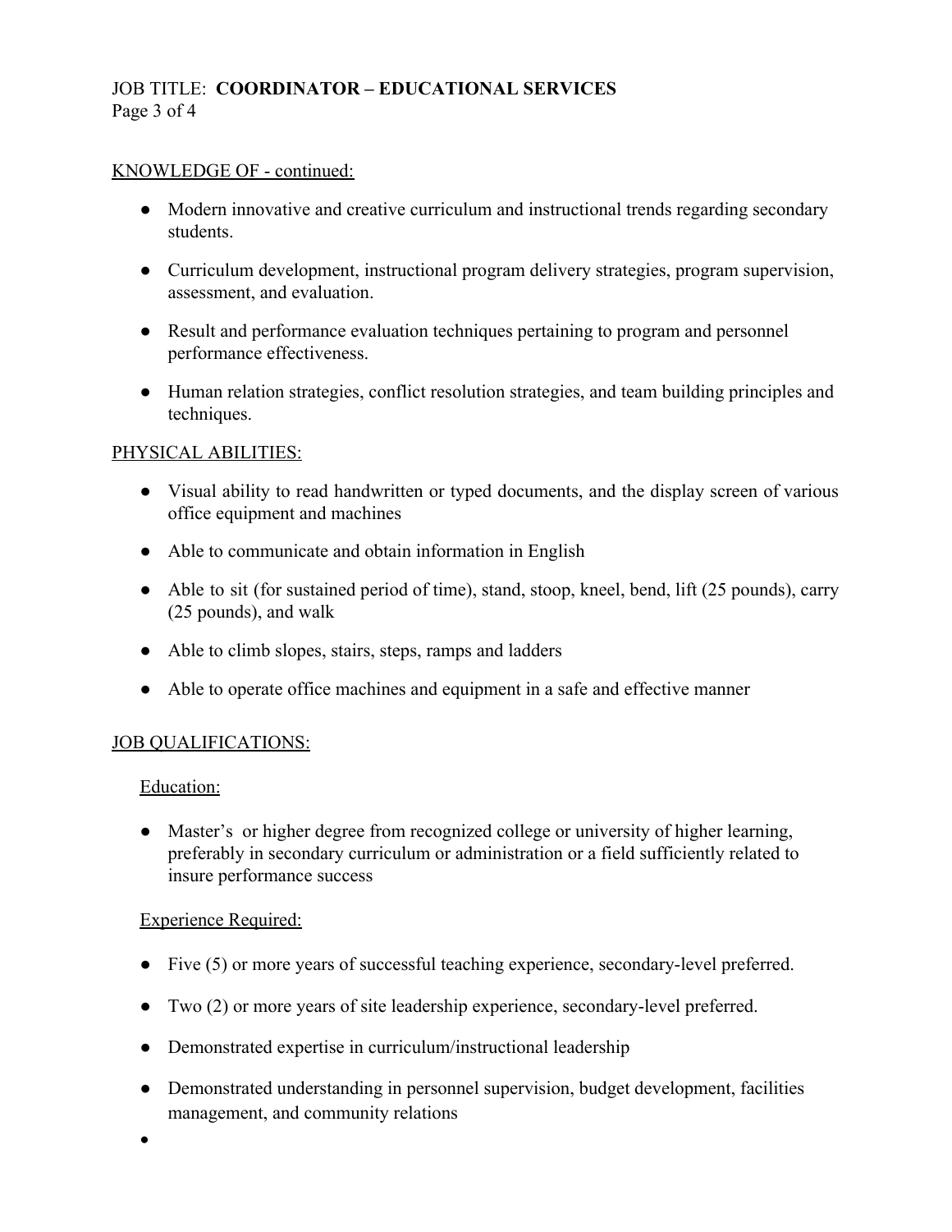KNOWLEDGE OF - continued:

- Modern innovative and creative curriculum and instructional trends regarding secondary students.
- Curriculum development, instructional program delivery strategies, program supervision, assessment, and evaluation.
- Result and performance evaluation techniques pertaining to program and personnel performance effectiveness.
- Human relation strategies, conflict resolution strategies, and team building principles and techniques.

PHYSICAL ABILITIES:

- Visual ability to read handwritten or typed documents, and the display screen of various office equipment and machines
- Able to communicate and obtain information in English
- Able to sit (for sustained period of time), stand, stoop, kneel, bend, lift (25 pounds), carry (25 pounds), and walk
- Able to climb slopes, stairs, steps, ramps and ladders
- Able to operate office machines and equipment in a safe and effective manner

JOB QUALIFICATIONS:

Education:

- Master's or higher degree from recognized college or university of higher learning, preferably in secondary curriculum or administration or a field sufficiently related to insure performance success

Experience Required:

- Five (5) or more years of successful teaching experience, secondary-level preferred.
- Two (2) or more years of site leadership experience, secondary-level preferred.
- Demonstrated expertise in curriculum/instructional leadership
- Demonstrated understanding in personnel supervision, budget development, facilities management, and community relations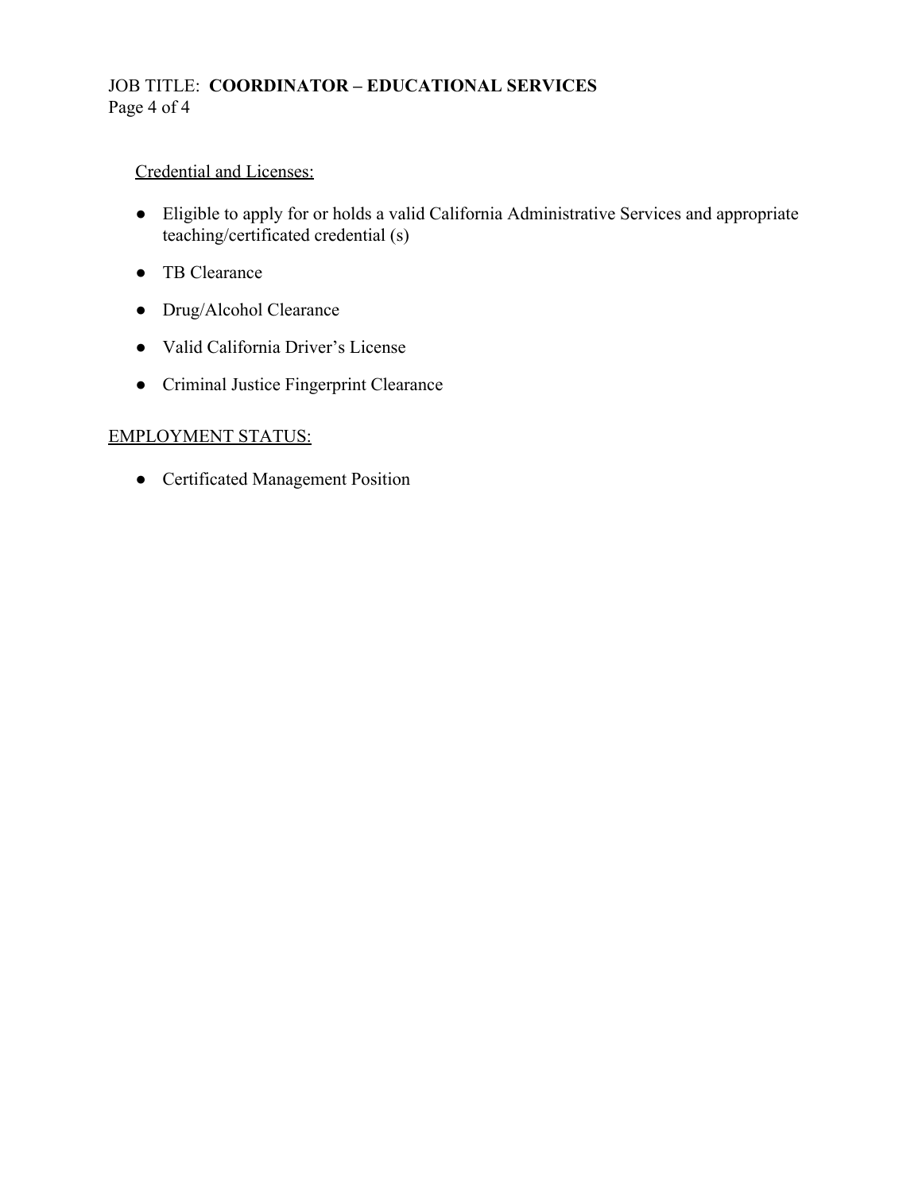Credential and Licenses:

- Eligible to apply for or holds a valid California Administrative Services and appropriate teaching/certificated credential (s)
- TB Clearance
- Drug/Alcohol Clearance
- Valid California Driver's License
- Criminal Justice Fingerprint Clearance

EMPLOYMENT STATUS:

- Certificated Management Position